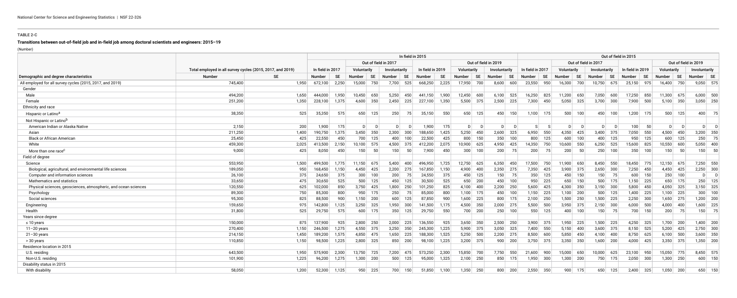**TABLE 2-C**

**Transitions between out-of-field job and in-field job among doctoral scientists and engineers: 2015–19**

(Number)

| | | | In field in 2015 | | | | | | | | | | | | | | Out of field in 2015 | | | | | | | | | | | | | |
|---|---|---|---|---|---|---|---|---|---|---|---|---|---|---|---|---|---|---|---|---|---|---|---|---|---|---|---|---|---|---|
| | | | | | Out of field in 2017 | | | | | | Out of field in 2019 | | | | | | | | Out of field in 2017 | | | | | | Out of field in 2019 | | | | | |
| | Total employed in all survey cycles (2015, 2017, and 2019) | | In field in 2017 | | Voluntarily | | Involuntarily | | In field in 2019 | | Voluntarily | | Involuntarily | | In field in 2017 | | Voluntarily | | Involuntarily | | In field in 2019 | | Voluntarily | | Involuntarily | | | | | |
| Demographic and degree characteristics | Number | SE | Number | SE | Number | SE | Number | SE | Number | SE | Number | SE | Number | SE | Number | SE | Number | SE | Number | SE | Number | SE | Number | SE | Number | SE | | | | |
| All employed for all survey cycles (2015, 2017, and 2019) | 745,400 | 1,950 | 672,100 | 2,250 | 15,000 | 750 | 7,700 | 525 | 668,250 | 2,225 | 17,950 | 700 | 8,600 | 600 | 23,550 | 950 | 16,300 | 700 | 10,750 | 675 | 25,150 | 975 | 16,400 | 750 | 9,050 | 575 | | | | |
| Gender | | | | | | | | | | | | | | | | | | | | | | | | | | | | | | |
| Male | 494,200 | 1,650 | 444,000 | 1,950 | 10,450 | 650 | 5,250 | 450 | 441,150 | 1,900 | 12,450 | 600 | 6,100 | 525 | 16,250 | 825 | 11,200 | 650 | 7,050 | 600 | 17,250 | 850 | 11,300 | 675 | 6,000 | 500 | | | | |
| Female | 251,200 | 1,350 | 228,100 | 1,375 | 4,600 | 350 | 2,450 | 225 | 227,100 | 1,350 | 5,500 | 375 | 2,500 | 225 | 7,300 | 450 | 5,050 | 325 | 3,700 | 300 | 7,900 | 500 | 5,100 | 350 | 3,050 | 250 | | | | |
| Ethnicity and race | | | | | | | | | | | | | | | | | | | | | | | | | | | | | | |
| Hispanic or Latino[a] | 38,350 | 525 | 35,350 | 575 | 650 | 125 | 250 | 75 | 35,150 | 550 | 650 | 125 | 450 | 150 | 1,100 | 175 | 500 | 100 | 450 | 100 | 1,200 | 175 | 500 | 125 | 400 | 75 | | | | |
| Not Hispanic or Latino[b] | | | | | | | | | | | | | | | | | | | | | | | | | | | | | | |
| American Indian or Alaska Native | 2,150 | 200 | 1,900 | 175 | D | D | D | D | 1,900 | 175 | D | D | D | D | S | S | D | D | D | D | 100 | 50 | D | D | D | D | | | | |
| Asian | 211,250 | 1,400 | 190,750 | 1,375 | 3,450 | 350 | 2,300 | 300 | 188,650 | 1,425 | 5,250 | 450 | 2,600 | 325 | 6,950 | 550 | 4,350 | 425 | 3,400 | 375 | 7,050 | 550 | 4,500 | 450 | 3,200 | 350 | | | | |
| Black or African American | 25,450 | 425 | 22,550 | 450 | 700 | 125 | 400 | 100 | 22,500 | 425 | 800 | 150 | 350 | 100 | 800 | 125 | 600 | 100 | 400 | 125 | 950 | 125 | 600 | 125 | 250 | 75 | | | | |
| White | 459,300 | 2,025 | 413,500 | 2,150 | 10,100 | 575 | 4,500 | 375 | 412,200 | 2,075 | 10,900 | 600 | 4,950 | 425 | 14,350 | 750 | 10,600 | 550 | 6,250 | 525 | 15,600 | 825 | 10,550 | 600 | 5,050 | 400 | | | | |
| More than one race[c] | 9,000 | 425 | 8,050 | 450 | 150 | 50 | 150 | 50 | 7,900 | 450 | 300 | 100 | 200 | 75 | 200 | 75 | 200 | 50 | 250 | 100 | 350 | 100 | 150 | 50 | 150 | 50 | | | | |
| Field of degree | | | | | | | | | | | | | | | | | | | | | | | | | | | | | | |
| Science | 553,950 | 1,500 | 499,500 | 1,775 | 11,150 | 675 | 5,400 | 400 | 496,950 | 1,725 | 12,750 | 625 | 6,350 | 450 | 17,500 | 750 | 11,900 | 650 | 8,450 | 550 | 18,450 | 775 | 12,150 | 675 | 7,250 | 550 | | | | |
| Biological, agricultural, and environmental life sciences | 189,050 | 950 | 168,450 | 1,150 | 4,450 | 425 | 2,200 | 275 | 167,850 | 1,150 | 4,900 | 400 | 2,350 | 275 | 7,350 | 425 | 3,900 | 375 | 2,650 | 300 | 7,250 | 450 | 4,450 | 425 | 2,250 | 300 | | | | |
| Computer and information sciences | 26,100 | 375 | 24,650 | 375 | 300 | 100 | 200 | 75 | 24,550 | 375 | 450 | 125 | 150 | 75 | 350 | 125 | 450 | 150 | 150 | 75 | 600 | 150 | 250 | 100 | D | D | | | | |
| Mathematics and statistics | 33,650 | 475 | 30,650 | 525 | 500 | 125 | 450 | 125 | 30,500 | 525 | 650 | 200 | 450 | 100 | 950 | 225 | 650 | 150 | 500 | 175 | 1,150 | 225 | 650 | 175 | 250 | 125 | | | | |
| Physical sciences, geosciences, atmospheric, and ocean sciences | 120,550 | 625 | 102,000 | 850 | 3,750 | 425 | 1,800 | 250 | 101,250 | 825 | 4,100 | 400 | 2,200 | 250 | 5,600 | 425 | 4,300 | 350 | 3,150 | 300 | 5,800 | 450 | 4,050 | 325 | 3,150 | 325 | | | | |
| Psychology | 89,300 | 750 | 85,300 | 800 | 950 | 175 | 250 | 75 | 85,000 | 800 | 1,100 | 175 | 450 | 100 | 1,150 | 225 | 1,100 | 200 | 500 | 125 | 1,400 | 225 | 1,100 | 225 | 300 | 100 | | | | |
| Social sciences | 95,300 | 825 | 88,500 | 900 | 1,150 | 200 | 600 | 125 | 87,850 | 900 | 1,600 | 225 | 800 | 175 | 2,100 | 250 | 1,500 | 250 | 1,500 | 225 | 2,250 | 300 | 1,650 | 275 | 1,200 | 200 | | | | |
| Engineering | 159,650 | 975 | 142,800 | 1,125 | 3,250 | 325 | 1,950 | 300 | 141,500 | 1,175 | 4,500 | 350 | 2,000 | 275 | 5,500 | 500 | 3,950 | 375 | 2,150 | 300 | 6,000 | 500 | 4,000 | 400 | 1,600 | 225 | | | | |
| Health | 31,800 | 525 | 29,750 | 575 | 600 | 175 | 350 | 125 | 29,750 | 550 | 700 | 200 | 250 | 100 | 550 | 125 | 400 | 100 | 150 | 75 | 700 | 150 | 200 | 75 | 150 | 75 | | | | |
| Years since degree | | | | | | | | | | | | | | | | | | | | | | | | | | | | | | |
| ≤ 10 years | 150,000 | 875 | 137,900 | 925 | 2,800 | 250 | 2,000 | 225 | 136,550 | 925 | 3,650 | 350 | 2,500 | 250 | 3,900 | 375 | 1,950 | 225 | 1,500 | 225 | 4,250 | 325 | 1,700 | 200 | 1,400 | 200 | | | | |
| 11–20 years | 270,400 | 1,150 | 246,500 | 1,275 | 4,550 | 375 | 3,250 | 350 | 245,300 | 1,225 | 5,900 | 375 | 3,050 | 325 | 7,400 | 550 | 5,150 | 400 | 3,600 | 375 | 8,150 | 525 | 5,200 | 425 | 2,750 | 300 | | | | |
| 21–30 years | 214,150 | 1,450 | 189,200 | 1,575 | 4,850 | 475 | 1,650 | 225 | 188,300 | 1,525 | 5,250 | 500 | 2,200 | 275 | 8,500 | 600 | 5,850 | 450 | 4,100 | 400 | 8,750 | 625 | 6,100 | 500 | 3,600 | 350 | | | | |
| > 30 years | 110,850 | 1,150 | 98,500 | 1,225 | 2,800 | 325 | 850 | 200 | 98,100 | 1,225 | 3,200 | 375 | 900 | 200 | 3,750 | 375 | 3,350 | 350 | 1,600 | 200 | 4,000 | 425 | 3,350 | 375 | 1,350 | 200 | | | | |
| Residence location in 2015 | | | | | | | | | | | | | | | | | | | | | | | | | | | | | | |
| U.S. residing | 643,500 | 1,950 | 575,900 | 2,300 | 13,750 | 725 | 7,200 | 475 | 573,250 | 2,300 | 15,850 | 700 | 7,750 | 550 | 21,600 | 900 | 15,000 | 650 | 10,000 | 625 | 23,100 | 950 | 15,050 | 775 | 8,450 | 575 | | | | |
| Non-U.S. residing | 101,900 | 1,225 | 96,200 | 1,275 | 1,300 | 200 | 500 | 125 | 95,000 | 1,325 | 2,100 | 250 | 850 | 175 | 1,950 | 300 | 1,300 | 200 | 750 | 175 | 2,050 | 300 | 1,300 | 250 | 600 | 150 | | | | |
| Disability status in 2015 | | | | | | | | | | | | | | | | | | | | | | | | | | | | | | |
| With disability | 58,050 | 1,200 | 52,300 | 1,125 | 950 | 225 | 700 | 150 | 51,850 | 1,100 | 1,350 | 250 | 800 | 200 | 2,550 | 350 | 900 | 175 | 650 | 125 | 2,400 | 325 | 1,050 | 200 | 650 | 150 | | | | |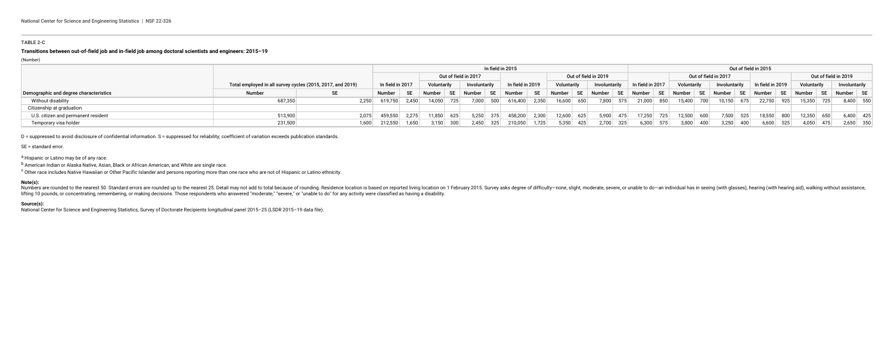**TABLE 2-C**

**Transitions between out-of-field job and in-field job among doctoral scientists and engineers: 2015–19**

(Number)

| | | | In field in 2015 | | | | | | | | | | | | | | | | Out of field in 2015 | | | | | | | | | | | | | | | |
|---|---|---|---|---|---|---|---|---|---|---|---|---|---|---|---|---|---|---|---|---|---|---|---|---|---|---|---|---|---|---|---|---|---|---|
| | | | | | Out of field in 2017 | | | | | | Out of field in 2019 | | | | | | Out of field in 2017 | | | | | | Out of field in 2019 | | | | | | | | | | | |
| | Total employed in all survey cycles (2015, 2017, and 2019) | | In field in 2017 | | Voluntarily | | Involuntarily | | In field in 2019 | | Voluntarily | | Involuntarily | | In field in 2017 | | Voluntarily | | Involuntarily | | In field in 2019 | | Voluntarily | | Involuntarily | | | | | | | | | |
| Demographic and degree characteristics | Number | SE | Number | SE | Number | SE | Number | SE | Number | SE | Number | SE | Number | SE | Number | SE | Number | SE | Number | SE | Number | SE | Number | SE | Number | SE | | | | | | | | |
| Without disability | 687,350 | 2,250 | 619,750 | 2,450 | 14,050 | 725 | 7,000 | 500 | 616,400 | 2,350 | 16,600 | 650 | 7,800 | 575 | 21,000 | 850 | 15,400 | 700 | 10,150 | 675 | 22,750 | 925 | 15,350 | 725 | 8,400 | 550 | | | | | | | | |
| Citizenship at graduation | | | | | | | | | | | | | | | | | | | | | | | | | | | | | | | | | | |
| U.S. citizen and permanent resident | 513,900 | 2,075 | 459,550 | 2,275 | 11,850 | 625 | 5,250 | 375 | 458,200 | 2,300 | 12,600 | 625 | 5,900 | 475 | 17,250 | 725 | 12,500 | 600 | 7,500 | 525 | 18,550 | 800 | 12,350 | 650 | 6,400 | 425 | | | | | | | | |
| Temporary visa holder | 231,500 | 1,600 | 212,550 | 1,650 | 3,150 | 300 | 2,450 | 325 | 210,050 | 1,725 | 5,350 | 425 | 2,700 | 325 | 6,300 | 575 | 3,800 | 400 | 3,250 | 400 | 6,600 | 525 | 4,050 | 475 | 2,650 | 350 | | | | | | | | |

D = suppressed to avoid disclosure of confidential information. S = suppressed for reliability; coefficient of variation exceeds publication standards.

SE = standard error.

[a] Hispanic or Latino may be of any race.

[b] American Indian or Alaska Native, Asian, Black or African American, and White are single race.

[c] Other race includes Native Hawaiian or Other Pacific Islander and persons reporting more than one race who are not of Hispanic or Latino ethnicity.

**Note(s):**

Numbers are rounded to the nearest 50. Standard errors are rounded up to the nearest 25. Detail may not add to total because of rounding. Residence location is based on reported living location on 1 February 2015. Survey asks degree of difficulty—none, slight, moderate, severe, or unable to do—an individual has in seeing (with glasses), hearing (with hearing aid), walking without assistance, lifting 10 pounds, or concentrating, remembering, or making decisions. Those respondents who answered "moderate," "severe," or "unable to do" for any activity were classified as having a disability.

**Source(s):**

National Center for Science and Engineering Statistics, Survey of Doctorate Recipients longitudinal panel 2015–25 (LSDR 2015–19 data file).